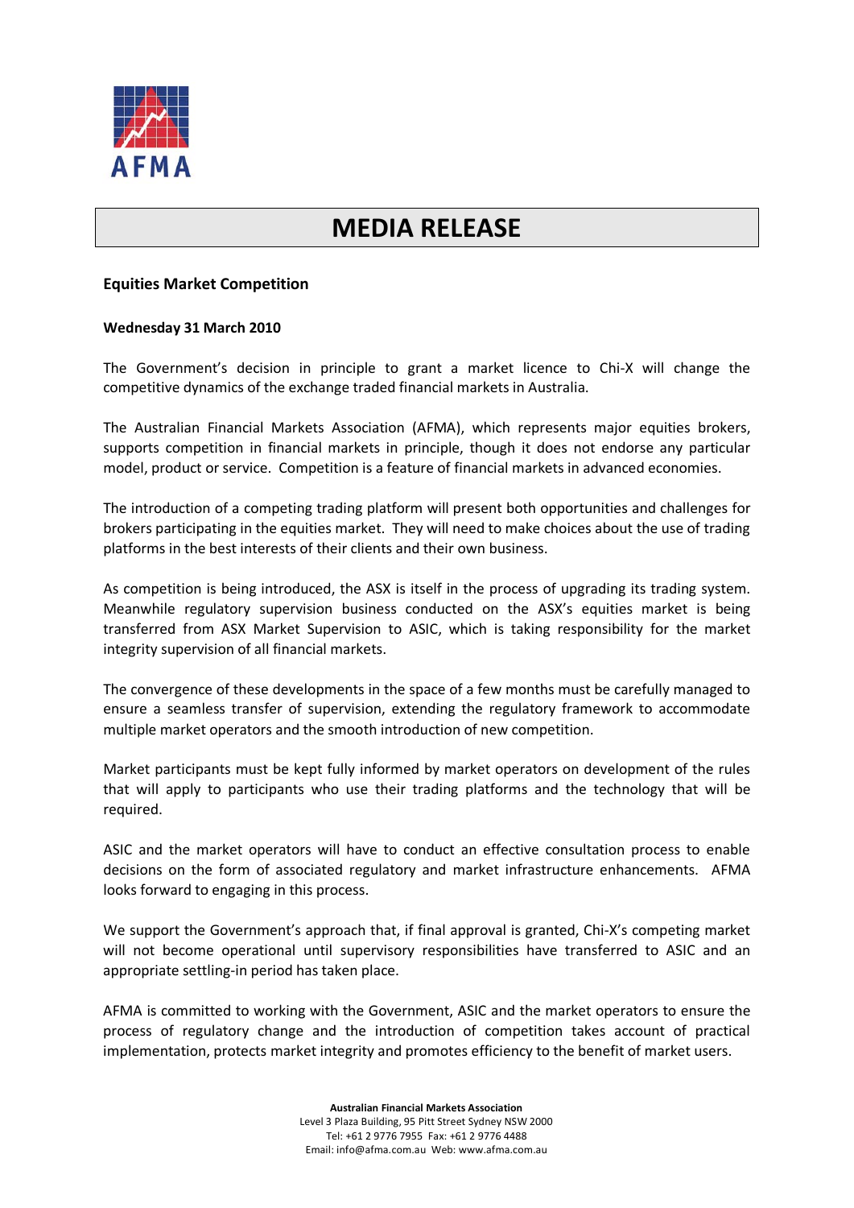AFMA

# MEDIA RELEASE

**Equities Market Competition**

**Wednesday 31 March 2010**

The Government's decision in principle to grant a market licence to Chi-X will change the competitive dynamics of the exchange traded financial markets in Australia.

The Australian Financial Markets Association (AFMA), which represents major equities brokers, supports competition in financial markets in principle, though it does not endorse any particular model, product or service. Competition is a feature of financial markets in advanced economies.

The introduction of a competing trading platform will present both opportunities and challenges for brokers participating in the equities market. They will need to make choices about the use of trading platforms in the best interests of their clients and their own business.

As competition is being introduced, the ASX is itself in the process of upgrading its trading system. Meanwhile regulatory supervision business conducted on the ASX's equities market is being transferred from ASX Market Supervision to ASIC, which is taking responsibility for the market integrity supervision of all financial markets.

The convergence of these developments in the space of a few months must be carefully managed to ensure a seamless transfer of supervision, extending the regulatory framework to accommodate multiple market operators and the smooth introduction of new competition.

Market participants must be kept fully informed by market operators on development of the rules that will apply to participants who use their trading platforms and the technology that will be required.

ASIC and the market operators will have to conduct an effective consultation process to enable decisions on the form of associated regulatory and market infrastructure enhancements. AFMA looks forward to engaging in this process.

We support the Government's approach that, if final approval is granted, Chi-X's competing market will not become operational until supervisory responsibilities have transferred to ASIC and an appropriate settling-in period has taken place.

AFMA is committed to working with the Government, ASIC and the market operators to ensure the process of regulatory change and the introduction of competition takes account of practical implementation, protects market integrity and promotes efficiency to the benefit of market users.

**Australian Financial Markets Association**
Level 3 Plaza Building, 95 Pitt Street Sydney NSW 2000
Tel: +61 2 9776 7955 Fax: +61 2 9776 4488
Email: info@afma.com.au Web: www.afma.com.au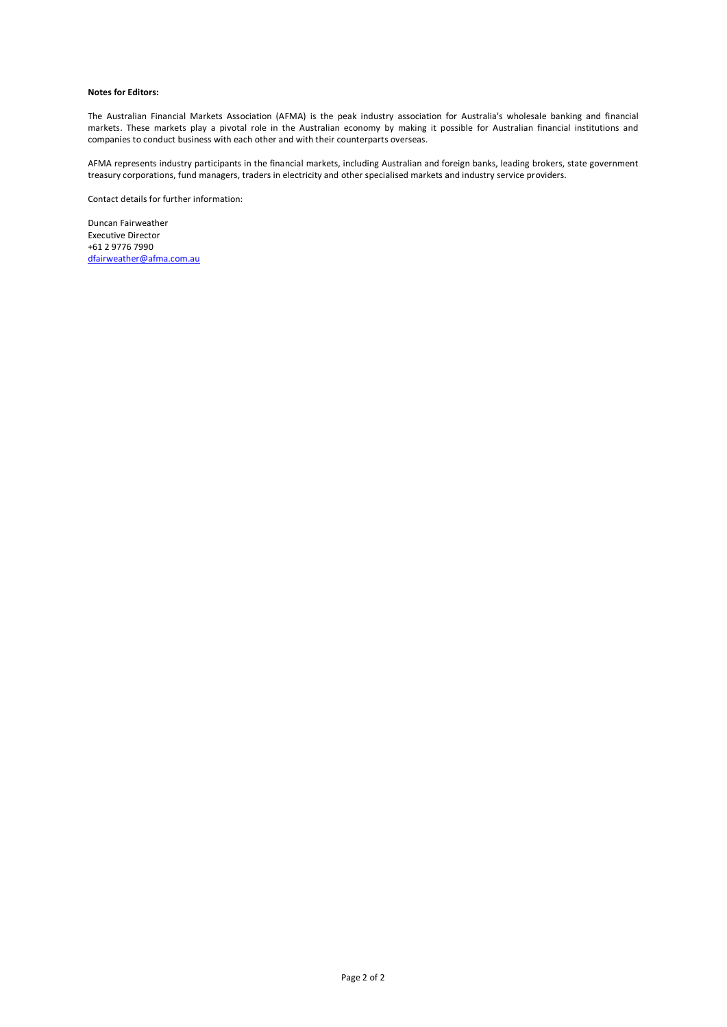**Notes for Editors:**

The Australian Financial Markets Association (AFMA) is the peak industry association for Australia's wholesale banking and financial markets. These markets play a pivotal role in the Australian economy by making it possible for Australian financial institutions and companies to conduct business with each other and with their counterparts overseas.

AFMA represents industry participants in the financial markets, including Australian and foreign banks, leading brokers, state government treasury corporations, fund managers, traders in electricity and other specialised markets and industry service providers.

Contact details for further information:

Duncan Fairweather
Executive Director
+61 2 9776 7990
dfairweather@afma.com.au